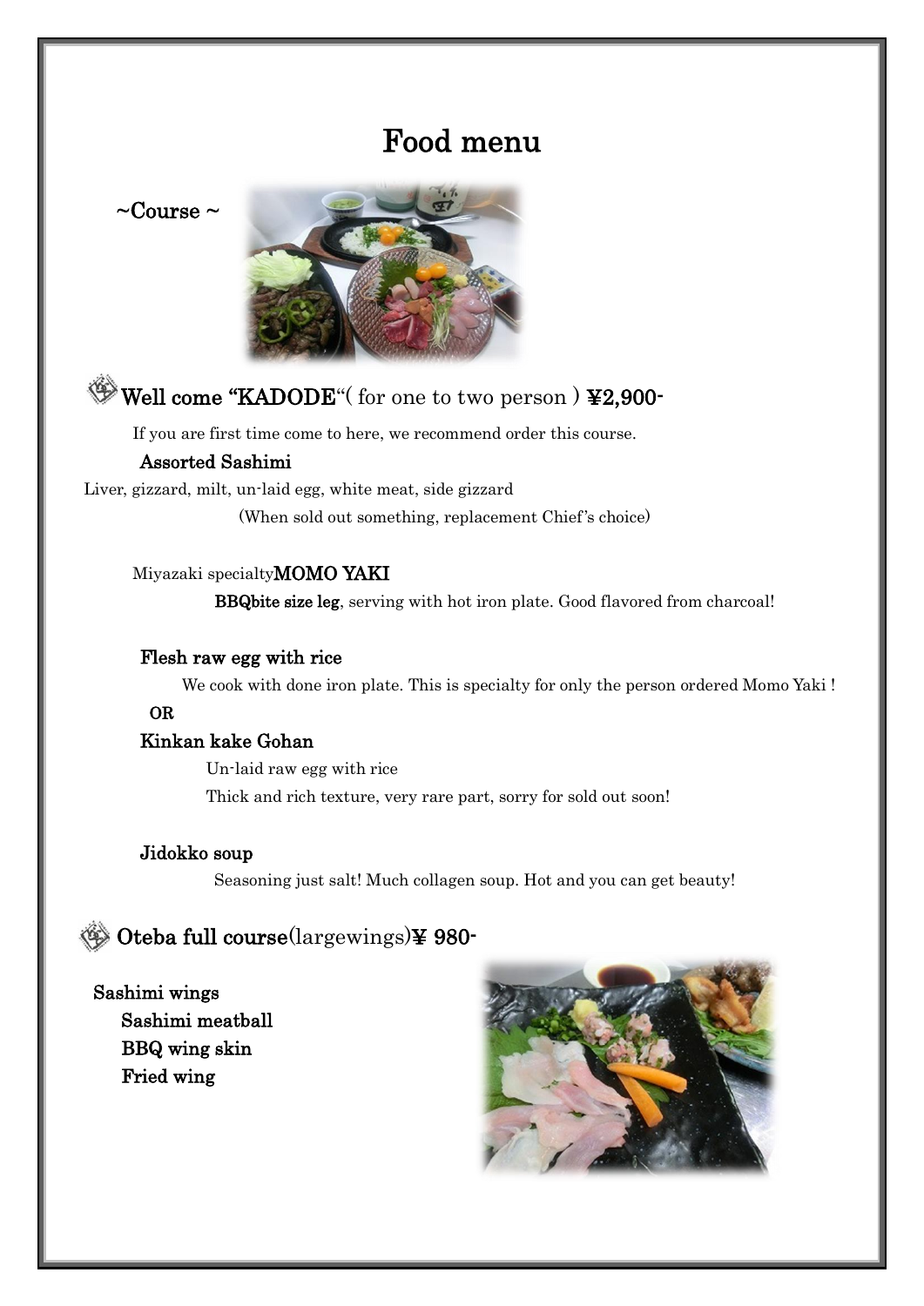# Food menu

~Course ~

## Well come "KADODE"( for one to two person ) ¥2,900-

If you are first time come to here, we recommend order this course.

**Assorted Sashimi**

Liver, gizzard, milt, un-laid egg, white meat, side gizzard

(When sold out something, replacement Chief's choice)

Miyazaki specialty**MOMO YAKI**

**BBQbite size leg**, serving with hot iron plate. Good flavored from charcoal!

**Flesh raw egg with rice**

We cook with done iron plate. This is specialty for only the person ordered Momo Yaki !

**OR**

**Kinkan kake Gohan**

Un-laid raw egg with rice

Thick and rich texture, very rare part, sorry for sold out soon!

**Jidokko soup**

Seasoning just salt! Much collagen soup. Hot and you can get beauty!

## Oteba full course(largewings)¥ 980-

**Sashimi wings**

**Sashimi meatball**

**BBQ wing skin**

**Fried wing**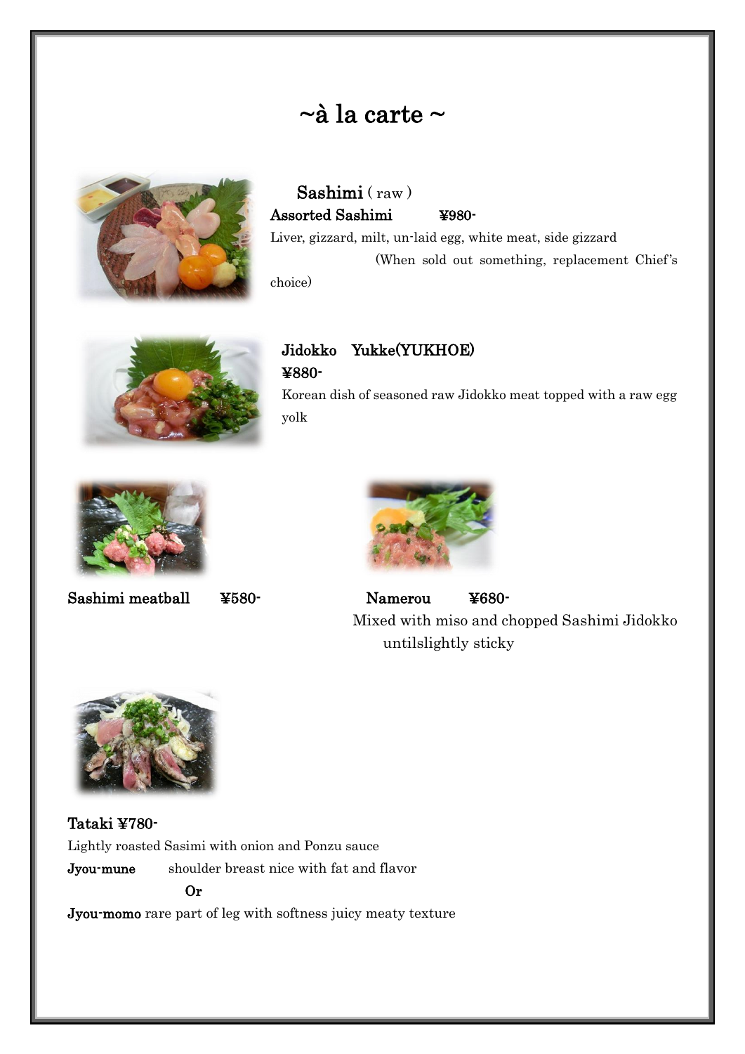# ~à la carte ~

## Sashimi ( raw )

**Assorted Sashimi ¥980-**

Liver, gizzard, milt, un-laid egg, white meat, side gizzard

(When sold out something, replacement Chief's choice)

**Jidokko Yukke(YUKHOE)**

**¥880-**

Korean dish of seasoned raw Jidokko meat topped with a raw egg yolk

**Sashimi meatball ¥580-**

**Namerou ¥680-**

Mixed with miso and chopped Sashimi Jidokko untilslightly sticky

**Tataki ¥780-**

Lightly roasted Sasimi with onion and Ponzu sauce

**Jyou-mune** shoulder breast nice with fat and flavor

**Or**

**Jyou-momo** rare part of leg with softness juicy meaty texture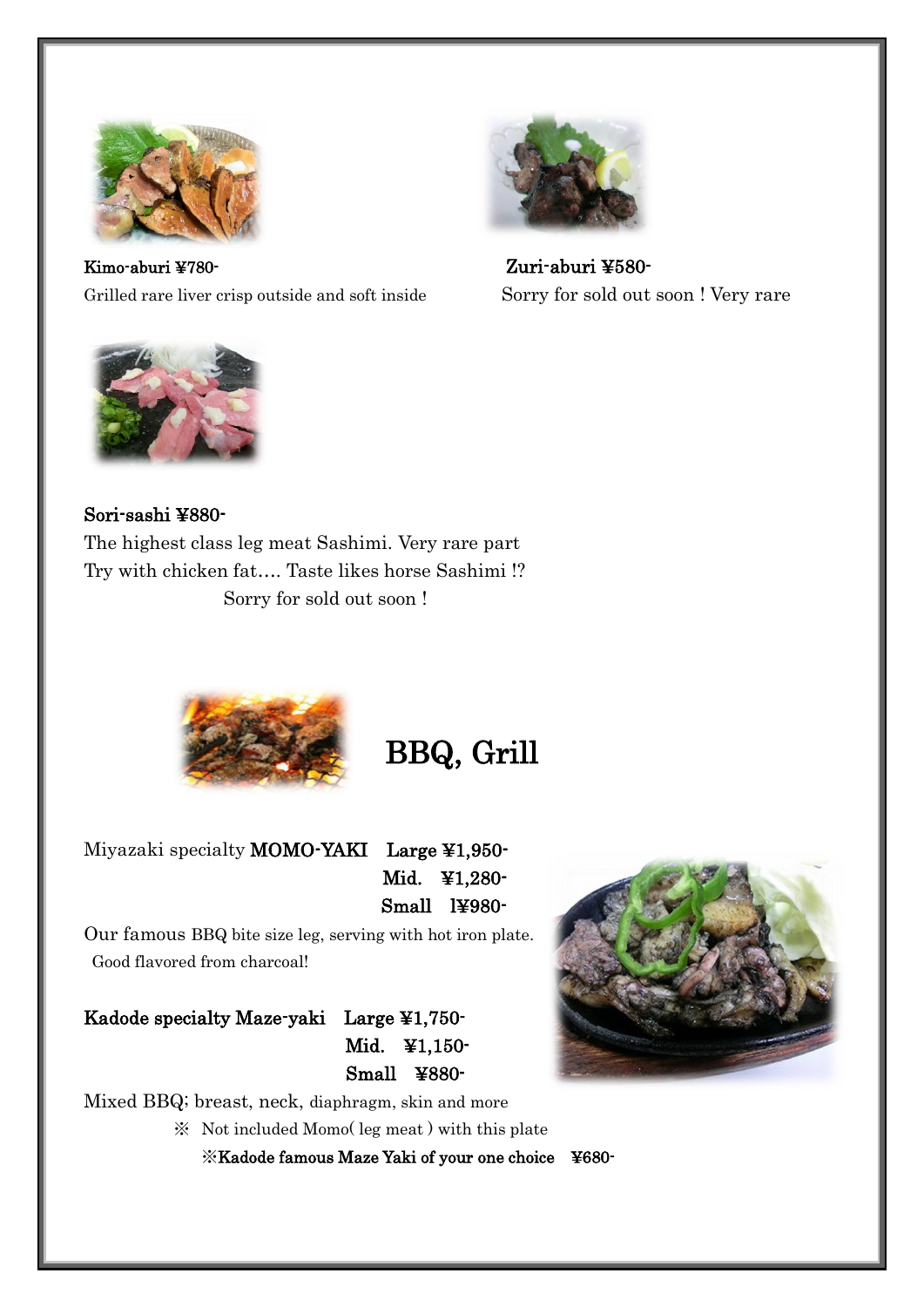**Kimo-aburi ¥780-**
Grilled rare liver crisp outside and soft inside

**Zuri-aburi ¥580-**
Sorry for sold out soon ! Very rare

**Sori-sashi ¥880-**
The highest class leg meat Sashimi. Very rare part
Try with chicken fat…. Taste likes horse Sashimi !?
Sorry for sold out soon !

# BBQ, Grill

Miyazaki specialty **MOMO-YAKI** **Large ¥1,950-**
**Mid. ¥1,280-**
**Small l¥980-**

Our famous BBQ bite size leg, serving with hot iron plate.
Good flavored from charcoal!

**Kadode specialty Maze-yaki Large ¥1,750-**
**Mid. ¥1,150-**
**Small ¥880-**

Mixed BBQ; breast, neck, diaphragm, skin and more
※ Not included Momo( leg meat ) with this plate
**※Kadode famous Maze Yaki of your one choice ¥680-**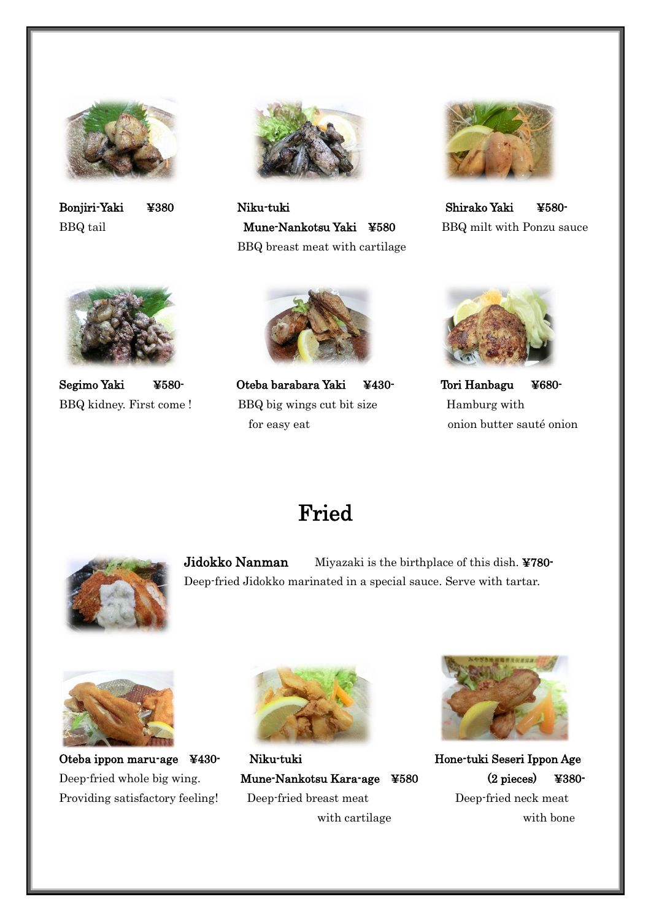**Bonjiri-Yaki ¥380**
BBQ tail

**Niku-tuki Mune-Nankotsu Yaki ¥580**
BBQ breast meat with cartilage

**Shirako Yaki ¥580-**
BBQ milt with Ponzu sauce

**Segimo Yaki ¥580-**
BBQ kidney. First come !

**Oteba barabara Yaki ¥430-**
BBQ big wings cut bit size for easy eat

**Tori Hanbagu ¥680-**
Hamburg with onion butter sauté onion

# Fried

**Jidokko Nanman** Miyazaki is the birthplace of this dish. **¥780-**
Deep-fried Jidokko marinated in a special sauce. Serve with tartar.

**Oteba ippon maru-age ¥430-**
Deep-fried whole big wing.
Providing satisfactory feeling!

**Niku-tuki Mune-Nankotsu Kara-age ¥580**
Deep-fried breast meat with cartilage

**Hone-tuki Seseri Ippon Age (2 pieces) ¥380-**
Deep-fried neck meat with bone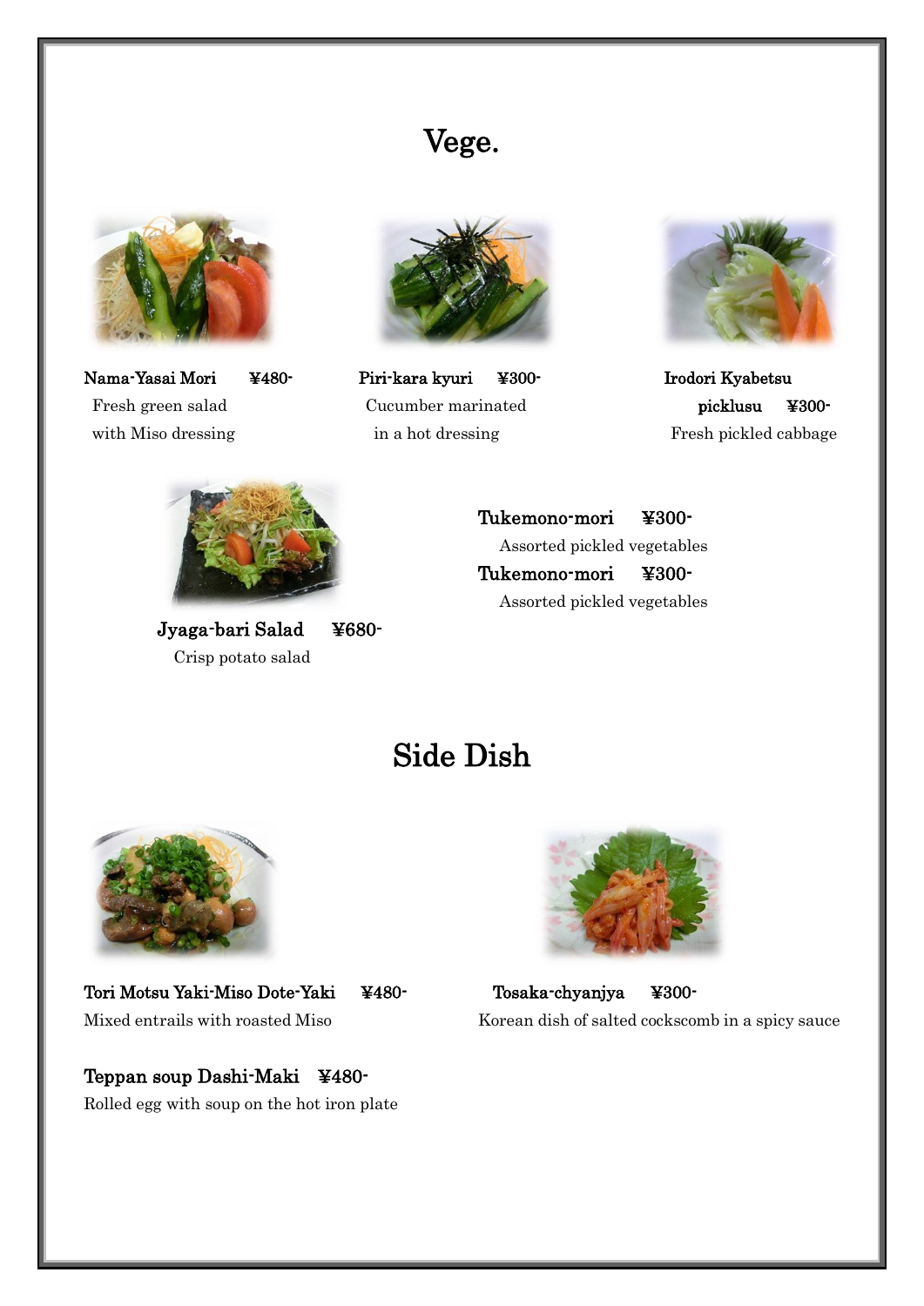# Vege.

**Nama-Yasai Mori ¥480-**
Fresh green salad with Miso dressing

**Piri-kara kyuri ¥300-**
Cucumber marinated in a hot dressing

**Irodori Kyabetsu picklusu ¥300-**
Fresh pickled cabbage

**Jyaga-bari Salad ¥680-**
Crisp potato salad

**Tukemono-mori ¥300-**
Assorted pickled vegetables

**Tukemono-mori ¥300-**
Assorted pickled vegetables

# Side Dish

**Tori Motsu Yaki-Miso Dote-Yaki ¥480-**
Mixed entrails with roasted Miso

**Tosaka-chyanjya ¥300-**
Korean dish of salted cockscomb in a spicy sauce

**Teppan soup Dashi-Maki ¥480-**
Rolled egg with soup on the hot iron plate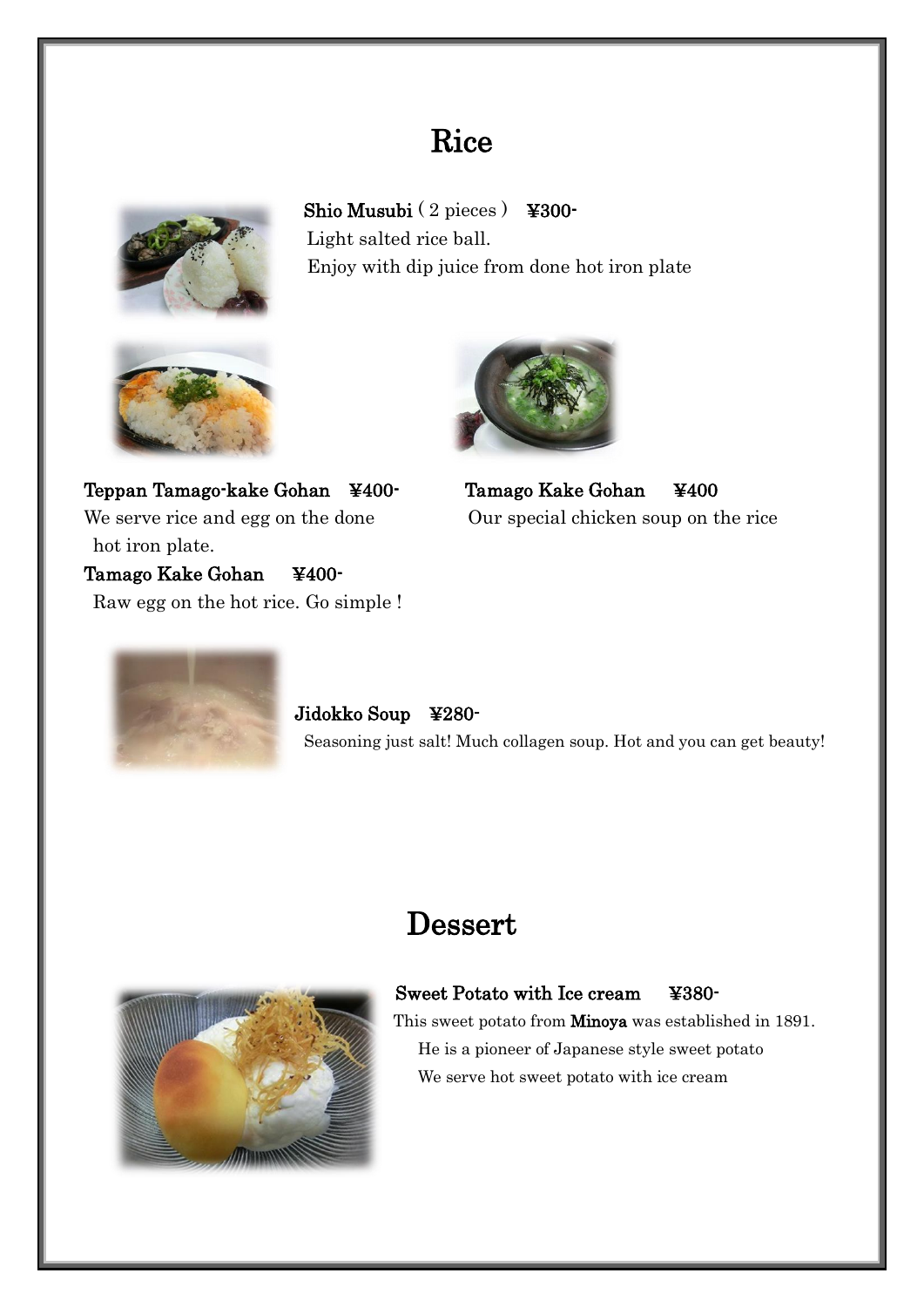# Rice

**Shio Musubi**（2 pieces） **¥300-**
Light salted rice ball.
Enjoy with dip juice from done hot iron plate

**Teppan Tamago-kake Gohan ¥400-**
We serve rice and egg on the done hot iron plate.

**Tamago Kake Gohan ¥400-**
Raw egg on the hot rice. Go simple !

**Tamago Kake Gohan ¥400**
Our special chicken soup on the rice

**Jidokko Soup ¥280-**
Seasoning just salt! Much collagen soup. Hot and you can get beauty!

# Dessert

**Sweet Potato with Ice cream ¥380-**
This sweet potato from **Minoya** was established in 1891.
He is a pioneer of Japanese style sweet potato
We serve hot sweet potato with ice cream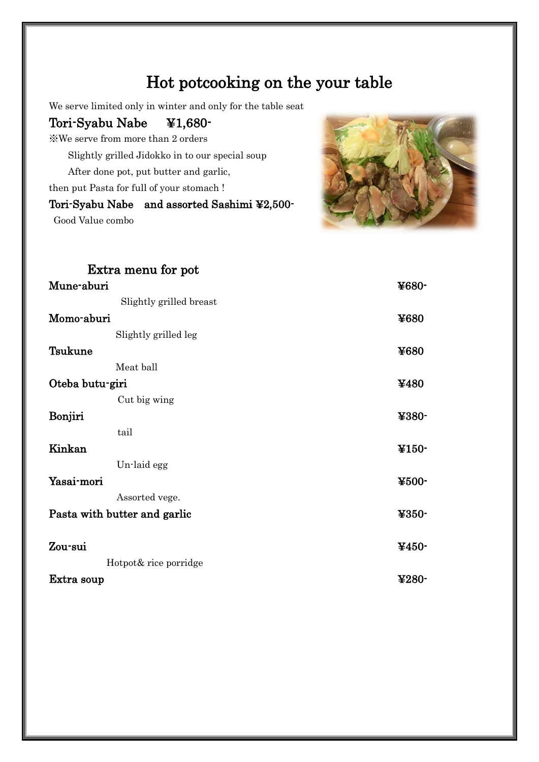# Hot potcooking on the your table

We serve limited only in winter and only for the table seat

## Tori-Syabu Nabe　　¥1,680-

※We serve from more than 2 orders

Slightly grilled Jidokko in to our special soup

After done pot, put butter and garlic,

then put Pasta for full of your stomach !

**Tori-Syabu Nabe　and assorted Sashimi ¥2,500-**

Good Value combo

## Extra menu for pot

**Mune-aburi** ¥680-

Slightly grilled breast

**Momo-aburi** ¥680

Slightly grilled leg

**Tsukune** ¥680

Meat ball

**Oteba butu-giri** ¥480

Cut big wing

**Bonjiri** ¥380-

tail

**Kinkan** ¥150-

Un-laid egg

**Yasai-mori** ¥500-

Assorted vege.

**Pasta with butter and garlic** ¥350-

**Zou-sui** ¥450-

Hotpot& rice porridge

**Extra soup** ¥280-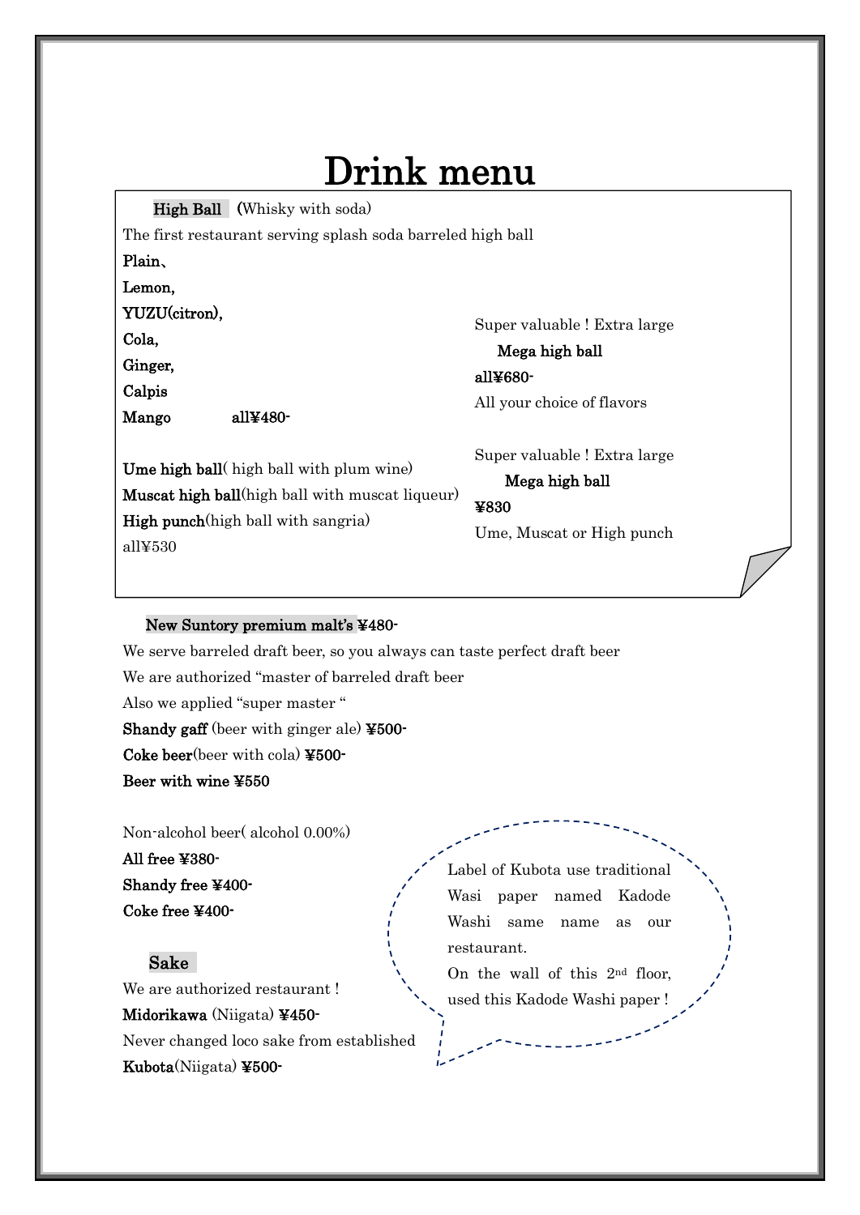# Drink menu

## High Ball (Whisky with soda)

The first restaurant serving splash soda barreled high ball

**Plain、**
**Lemon,**
**YUZU(citron),**
**Cola,**
**Ginger,**
**Calpis**
**Mango all¥480-**

**Ume high ball**( high ball with plum wine)
**Muscat high ball**(high ball with muscat liqueur)
**High punch**(high ball with sangria)
all¥530

Super valuable ! Extra large
**Mega high ball**
**all¥680-**
All your choice of flavors

Super valuable ! Extra large
**Mega high ball**
**¥830**
Ume, Muscat or High punch

## New Suntory premium malt's ¥480-

We serve barreled draft beer, so you always can taste perfect draft beer
We are authorized "master of barreled draft beer
Also we applied "super master "

**Shandy gaff** (beer with ginger ale) **¥500-**
**Coke beer**(beer with cola) **¥500-**
**Beer with wine ¥550**

Non-alcohol beer( alcohol 0.00%)
**All free ¥380-**
**Shandy free ¥400-**
**Coke free ¥400-**

## Sake

We are authorized restaurant !
**Midorikawa** (Niigata) **¥450-**
Never changed loco sake from established
**Kubota**(Niigata) **¥500-**

Label of Kubota use traditional Wasi paper named Kadode Washi same name as our restaurant.
On the wall of this 2nd floor, used this Kadode Washi paper !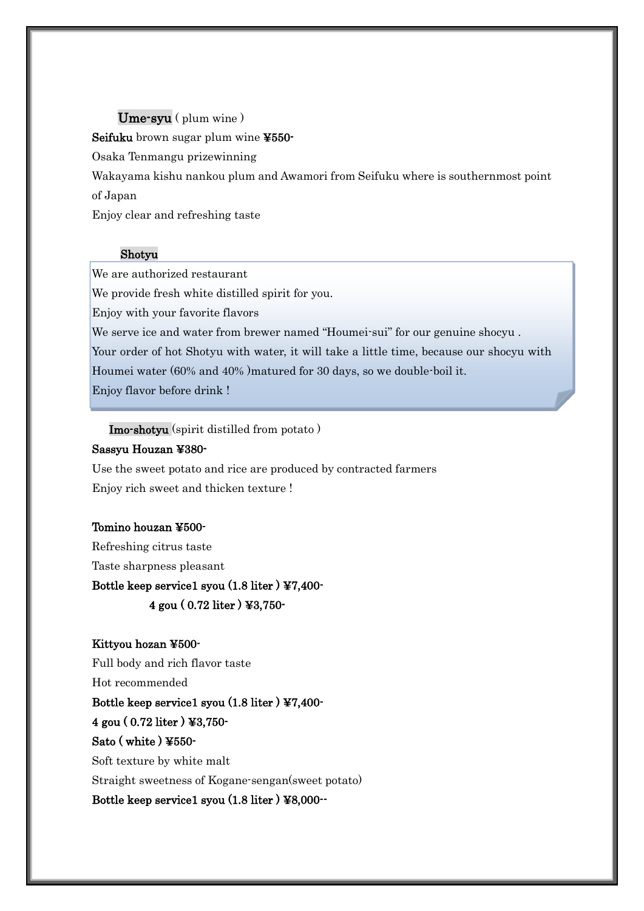## Ume-syu ( plum wine )

**Seifuku** brown sugar plum wine **¥550-**

Osaka Tenmangu prizewinning

Wakayama kishu nankou plum and Awamori from Seifuku where is southernmost point of Japan

Enjoy clear and refreshing taste

## Shotyu

We are authorized restaurant

We provide fresh white distilled spirit for you.

Enjoy with your favorite flavors

We serve ice and water from brewer named "Houmei-sui" for our genuine shocyu .

Your order of hot Shotyu with water, it will take a little time, because our shocyu with Houmei water (60% and 40% )matured for 30 days, so we double-boil it.

Enjoy flavor before drink !

## Imo-shotyu (spirit distilled from potato )

**Sassyu Houzan ¥380-**

Use the sweet potato and rice are produced by contracted farmers

Enjoy rich sweet and thicken texture !

**Tomino houzan ¥500-**

Refreshing citrus taste

Taste sharpness pleasant

**Bottle keep service1 syou (1.8 liter ) ¥7,400-**

**4 gou ( 0.72 liter ) ¥3,750-**

**Kittyou hozan ¥500-**

Full body and rich flavor taste

Hot recommended

**Bottle keep service1 syou (1.8 liter ) ¥7,400-**

**4 gou ( 0.72 liter ) ¥3,750-**

**Sato ( white ) ¥550-**

Soft texture by white malt

Straight sweetness of Kogane-sengan(sweet potato)

**Bottle keep service1 syou (1.8 liter ) ¥8,000--**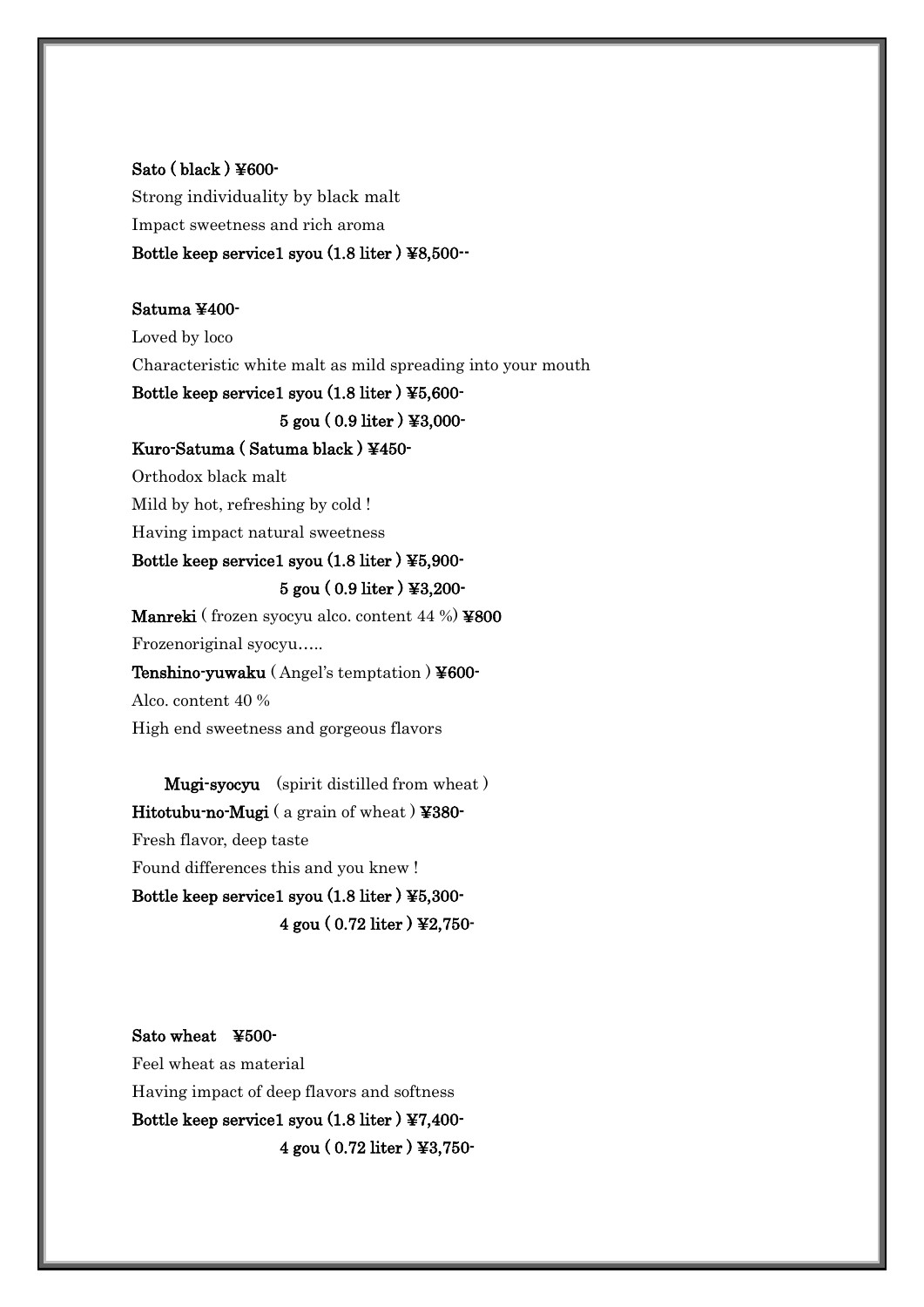**Sato ( black ) ¥600-**

Strong individuality by black malt

Impact sweetness and rich aroma

**Bottle keep service1 syou (1.8 liter ) ¥8,500--**

**Satuma ¥400-**

Loved by loco

Characteristic white malt as mild spreading into your mouth

**Bottle keep service1 syou (1.8 liter ) ¥5,600-**

**5 gou ( 0.9 liter ) ¥3,000-**

**Kuro-Satuma ( Satuma black ) ¥450-**

Orthodox black malt

Mild by hot, refreshing by cold !

Having impact natural sweetness

**Bottle keep service1 syou (1.8 liter ) ¥5,900-**

**5 gou ( 0.9 liter ) ¥3,200-**

**Manreki** ( frozen syocyu alco. content 44 %) **¥800**

Frozenoriginal syocyu…..

**Tenshino-yuwaku** ( Angel's temptation ) **¥600-**

Alco. content 40 %

High end sweetness and gorgeous flavors

**Mugi-syocyu** (spirit distilled from wheat )

**Hitotubu-no-Mugi** ( a grain of wheat ) **¥380-**

Fresh flavor, deep taste

Found differences this and you knew !

**Bottle keep service1 syou (1.8 liter ) ¥5,300-**

**4 gou ( 0.72 liter ) ¥2,750-**

**Sato wheat ¥500-**

Feel wheat as material

Having impact of deep flavors and softness

**Bottle keep service1 syou (1.8 liter ) ¥7,400-**

**4 gou ( 0.72 liter ) ¥3,750-**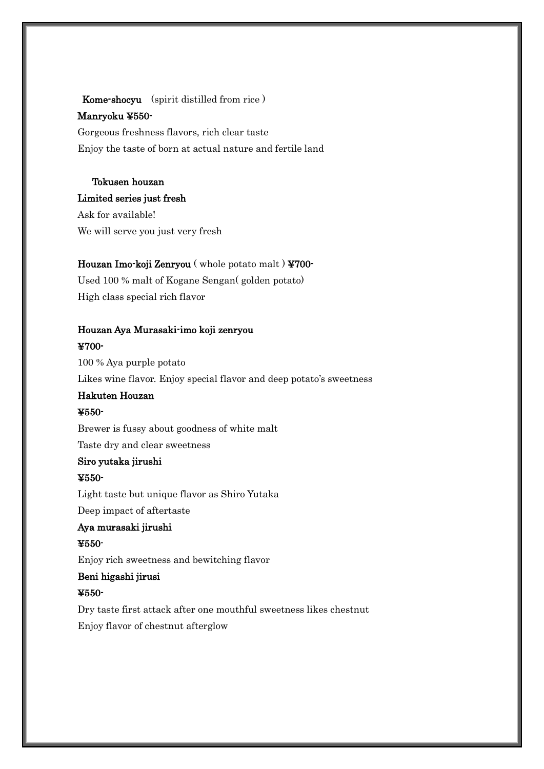**Kome-shocyu** (spirit distilled from rice )

**Manryoku ¥550-**

Gorgeous freshness flavors, rich clear taste

Enjoy the taste of born at actual nature and fertile land

**Tokusen houzan**

**Limited series just fresh**

Ask for available!

We will serve you just very fresh

**Houzan Imo-koji Zenryou** ( whole potato malt ) **¥700-**

Used 100 % malt of Kogane Sengan( golden potato)

High class special rich flavor

**Houzan Aya Murasaki-imo koji zenryou**

**¥700-**

100 % Aya purple potato

Likes wine flavor. Enjoy special flavor and deep potato's sweetness

**Hakuten Houzan**

**¥550-**

Brewer is fussy about goodness of white malt

Taste dry and clear sweetness

**Siro yutaka jirushi**

**¥550-**

Light taste but unique flavor as Shiro Yutaka

Deep impact of aftertaste

**Aya murasaki jirushi**

**¥550-**

Enjoy rich sweetness and bewitching flavor

**Beni higashi jirusi**

**¥550-**

Dry taste first attack after one mouthful sweetness likes chestnut

Enjoy flavor of chestnut afterglow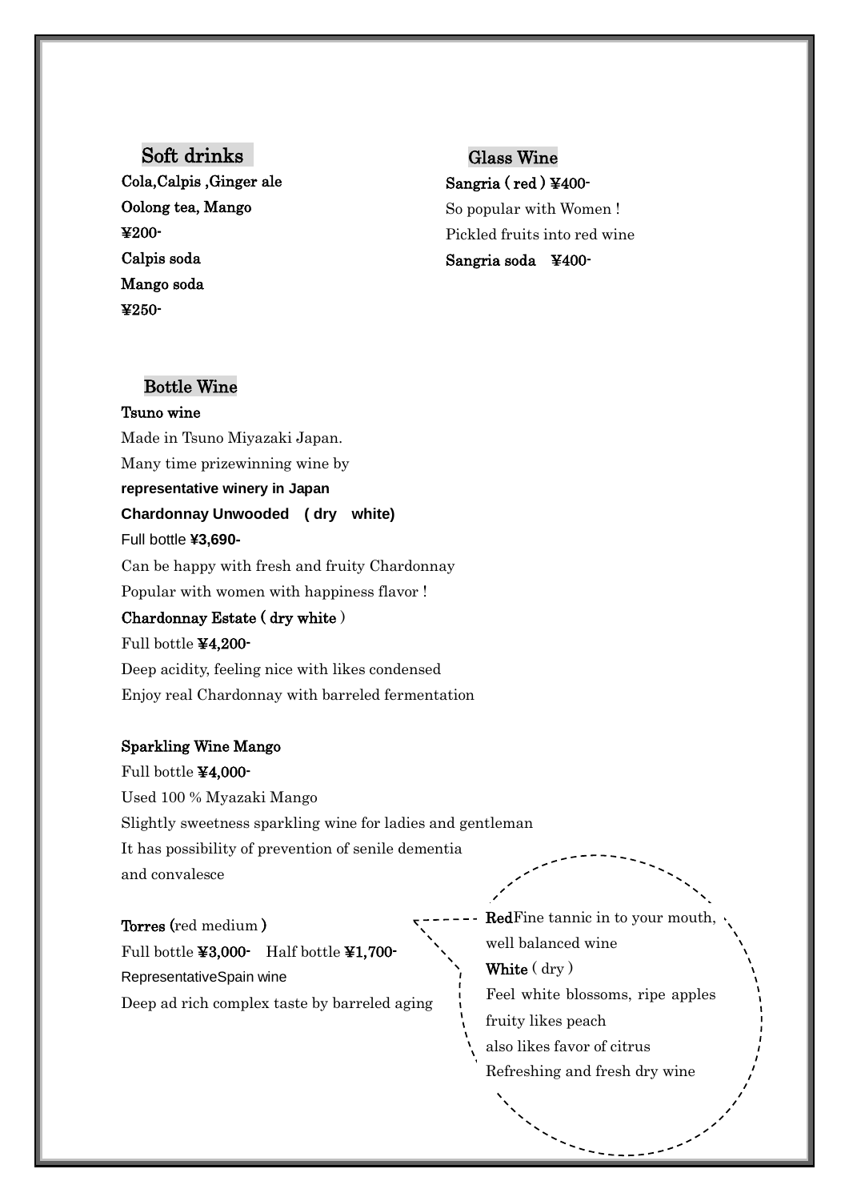## Soft drinks

**Cola,Calpis ,Ginger ale**
**Oolong tea, Mango**
**¥200-**
**Calpis soda**
**Mango soda**
**¥250-**

## Glass Wine

**Sangria ( red ) ¥400-**
So popular with Women !
Pickled fruits into red wine
**Sangria soda　¥400-**

## Bottle Wine

**Tsuno wine**
Made in Tsuno Miyazaki Japan.
Many time prizewinning wine by
**representative winery in Japan**

**Chardonnay Unwooded　( dry　white)**
Full bottle **¥3,690-**
Can be happy with fresh and fruity Chardonnay
Popular with women with happiness flavor !

**Chardonnay Estate ( dry white** )
Full bottle **¥4,200-**
Deep acidity, feeling nice with likes condensed
Enjoy real Chardonnay with barreled fermentation

**Sparkling Wine Mango**
Full bottle **¥4,000-**
Used 100 % Myazaki Mango
Slightly sweetness sparkling wine for ladies and gentleman
It has possibility of prevention of senile dementia
and convalesce

**Torres (**red medium **)**
Full bottle **¥3,000-**　Half bottle **¥1,700-**
RepresentativeSpain wine
Deep ad rich complex taste by barreled aging

**Red**Fine tannic in to your mouth, well balanced wine
**White** ( dry )
Feel white blossoms, ripe apples fruity likes peach
also likes favor of citrus
Refreshing and fresh dry wine